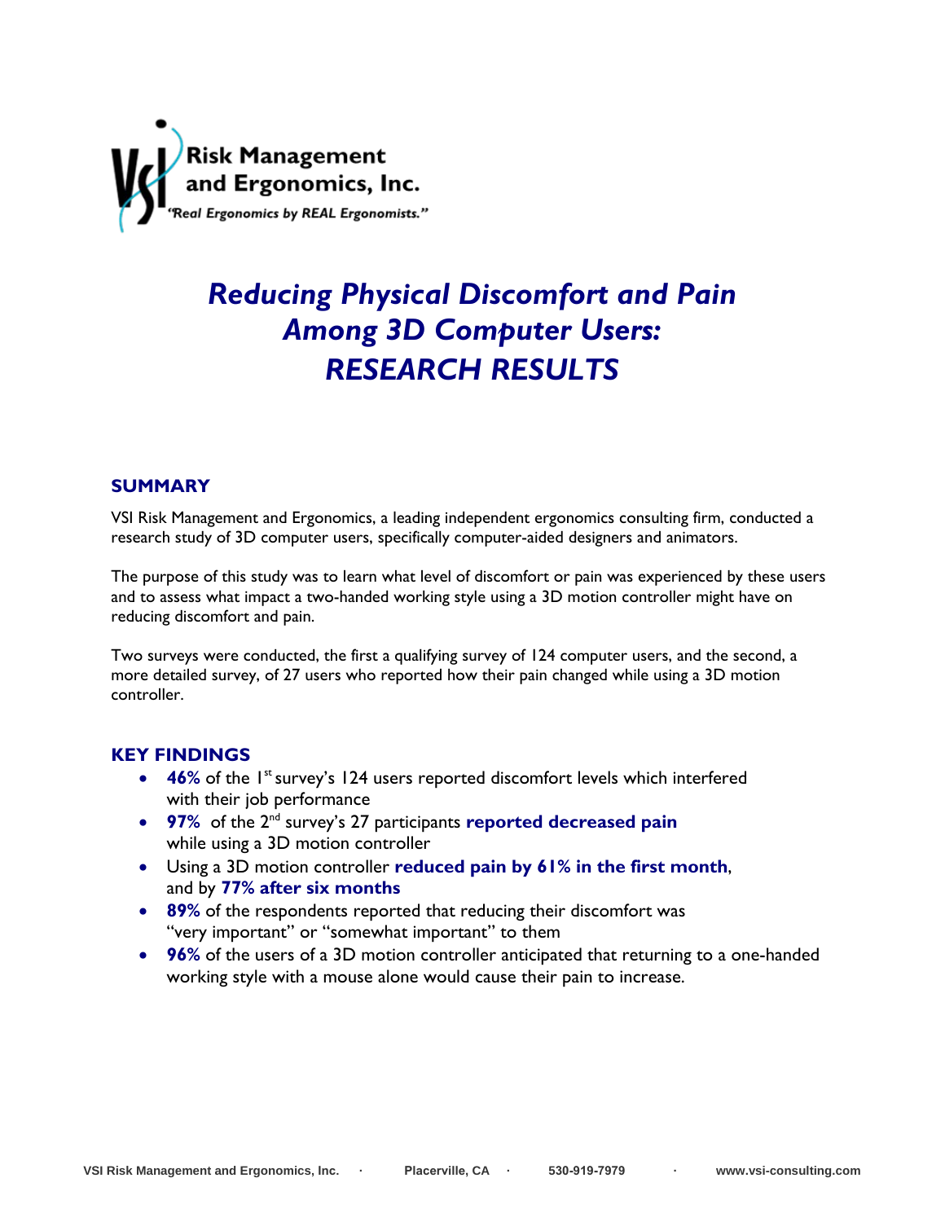**VSI Risk Management and Ergonomics, Inc.**
*"Real Ergonomics by REAL Ergonomists."*

# *Reducing Physical Discomfort and Pain Among 3D Computer Users: RESEARCH RESULTS*

## SUMMARY

VSI Risk Management and Ergonomics, a leading independent ergonomics consulting firm, conducted a research study of 3D computer users, specifically computer-aided designers and animators.

The purpose of this study was to learn what level of discomfort or pain was experienced by these users and to assess what impact a two-handed working style using a 3D motion controller might have on reducing discomfort and pain.

Two surveys were conducted, the first a qualifying survey of 124 computer users, and the second, a more detailed survey, of 27 users who reported how their pain changed while using a 3D motion controller.

## KEY FINDINGS

- **46%** of the 1st survey's 124 users reported discomfort levels which interfered with their job performance
- **97%** of the 2nd survey's 27 participants **reported decreased pain** while using a 3D motion controller
- Using a 3D motion controller **reduced pain by 61% in the first month**, and by **77% after six months**
- **89%** of the respondents reported that reducing their discomfort was "very important" or "somewhat important" to them
- **96%** of the users of a 3D motion controller anticipated that returning to a one-handed working style with a mouse alone would cause their pain to increase.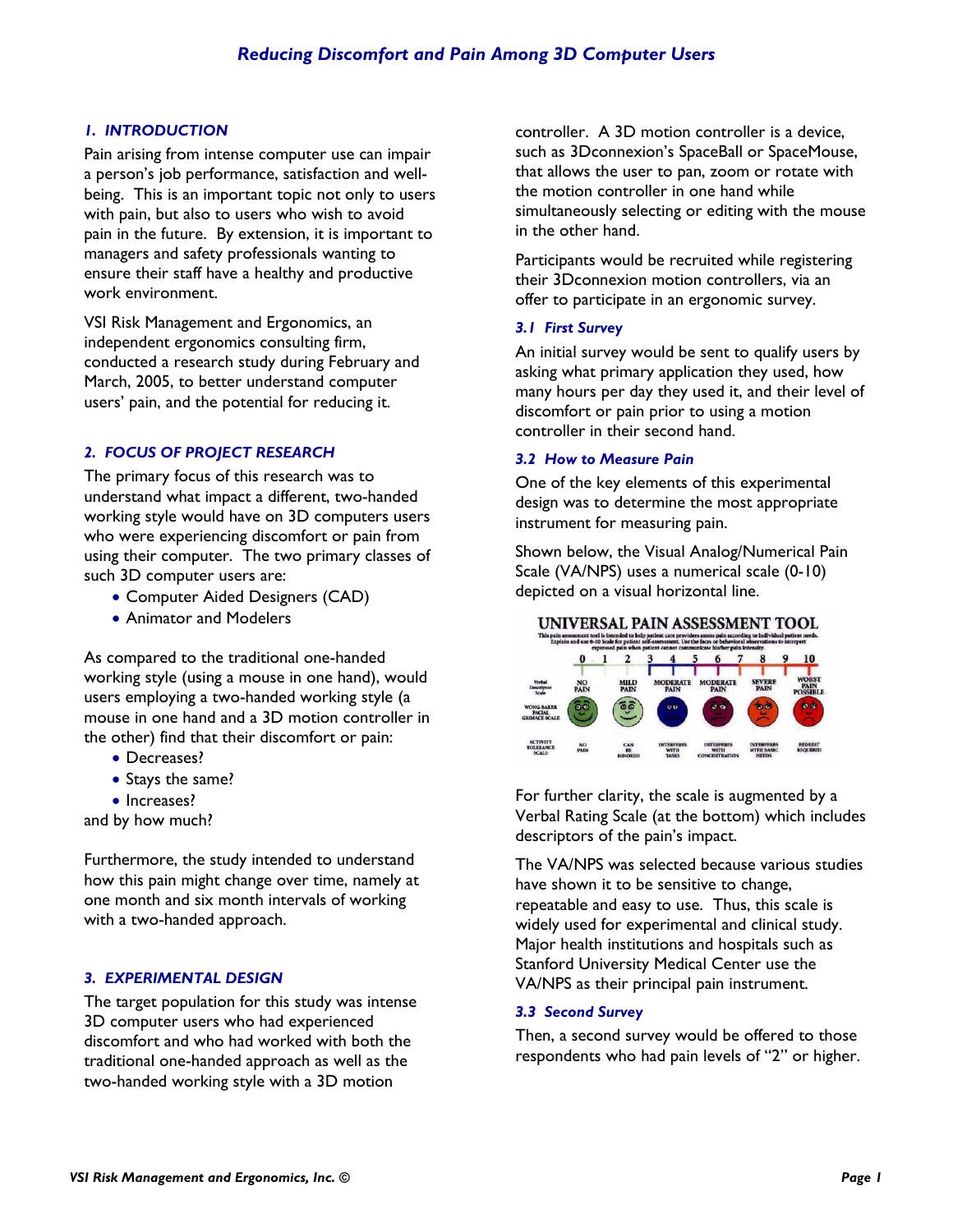## 1. INTRODUCTION

Pain arising from intense computer use can impair a person's job performance, satisfaction and well-being. This is an important topic not only to users with pain, but also to users who wish to avoid pain in the future. By extension, it is important to managers and safety professionals wanting to ensure their staff have a healthy and productive work environment.

VSI Risk Management and Ergonomics, an independent ergonomics consulting firm, conducted a research study during February and March, 2005, to better understand computer users' pain, and the potential for reducing it.

## 2. FOCUS OF PROJECT RESEARCH

The primary focus of this research was to understand what impact a different, two-handed working style would have on 3D computers users who were experiencing discomfort or pain from using their computer. The two primary classes of such 3D computer users are:

- Computer Aided Designers (CAD)
- Animator and Modelers

As compared to the traditional one-handed working style (using a mouse in one hand), would users employing a two-handed working style (a mouse in one hand and a 3D motion controller in the other) find that their discomfort or pain:

- Decreases?
- Stays the same?
- Increases?

and by how much?

Furthermore, the study intended to understand how this pain might change over time, namely at one month and six month intervals of working with a two-handed approach.

## 3. EXPERIMENTAL DESIGN

The target population for this study was intense 3D computer users who had experienced discomfort and who had worked with both the traditional one-handed approach as well as the two-handed working style with a 3D motion controller. A 3D motion controller is a device, such as 3Dconnexion's SpaceBall or SpaceMouse, that allows the user to pan, zoom or rotate with the motion controller in one hand while simultaneously selecting or editing with the mouse in the other hand.

Participants would be recruited while registering their 3Dconnexion motion controllers, via an offer to participate in an ergonomic survey.

### 3.1 First Survey

An initial survey would be sent to qualify users by asking what primary application they used, how many hours per day they used it, and their level of discomfort or pain prior to using a motion controller in their second hand.

### 3.2 How to Measure Pain

One of the key elements of this experimental design was to determine the most appropriate instrument for measuring pain.

Shown below, the Visual Analog/Numerical Pain Scale (VA/NPS) uses a numerical scale (0-10) depicted on a visual horizontal line.

For further clarity, the scale is augmented by a Verbal Rating Scale (at the bottom) which includes descriptors of the pain's impact.

The VA/NPS was selected because various studies have shown it to be sensitive to change, repeatable and easy to use. Thus, this scale is widely used for experimental and clinical study. Major health institutions and hospitals such as Stanford University Medical Center use the VA/NPS as their principal pain instrument.

### 3.3 Second Survey

Then, a second survey would be offered to those respondents who had pain levels of "2" or higher.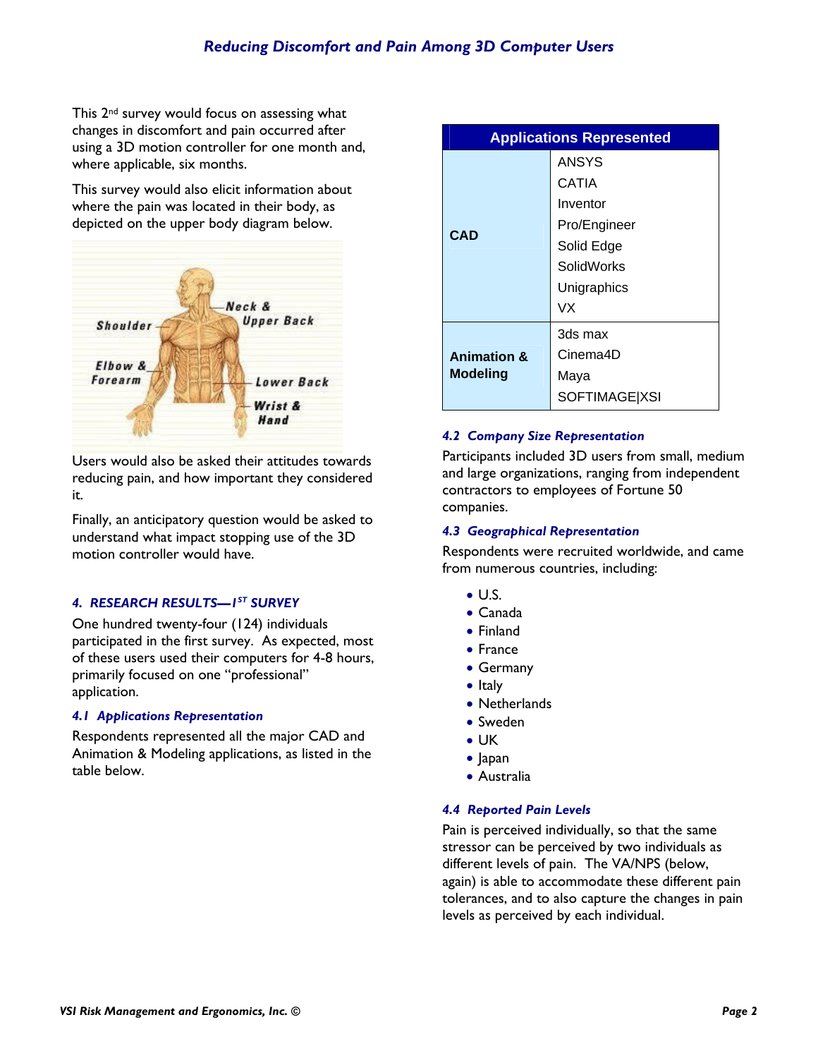This 2nd survey would focus on assessing what changes in discomfort and pain occurred after using a 3D motion controller for one month and, where applicable, six months.

This survey would also elicit information about where the pain was located in their body, as depicted on the upper body diagram below.

Users would also be asked their attitudes towards reducing pain, and how important they considered it.

Finally, an anticipatory question would be asked to understand what impact stopping use of the 3D motion controller would have.

## 4. RESEARCH RESULTS—1ST SURVEY

One hundred twenty-four (124) individuals participated in the first survey. As expected, most of these users used their computers for 4-8 hours, primarily focused on one "professional" application.

### 4.1 Applications Representation

Respondents represented all the major CAD and Animation & Modeling applications, as listed in the table below.

| Applications Represented | |
|---|---|
| **CAD** | ANSYS<br>CATIA<br>Inventor<br>Pro/Engineer<br>Solid Edge<br>SolidWorks<br>Unigraphics<br>VX |
| **Animation & Modeling** | 3ds max<br>Cinema4D<br>Maya<br>SOFTIMAGE\|XSI |

### 4.2 Company Size Representation

Participants included 3D users from small, medium and large organizations, ranging from independent contractors to employees of Fortune 50 companies.

### 4.3 Geographical Representation

Respondents were recruited worldwide, and came from numerous countries, including:

- U.S.
- Canada
- Finland
- France
- Germany
- Italy
- Netherlands
- Sweden
- UK
- Japan
- Australia

### 4.4 Reported Pain Levels

Pain is perceived individually, so that the same stressor can be perceived by two individuals as different levels of pain. The VA/NPS (below, again) is able to accommodate these different pain tolerances, and to also capture the changes in pain levels as perceived by each individual.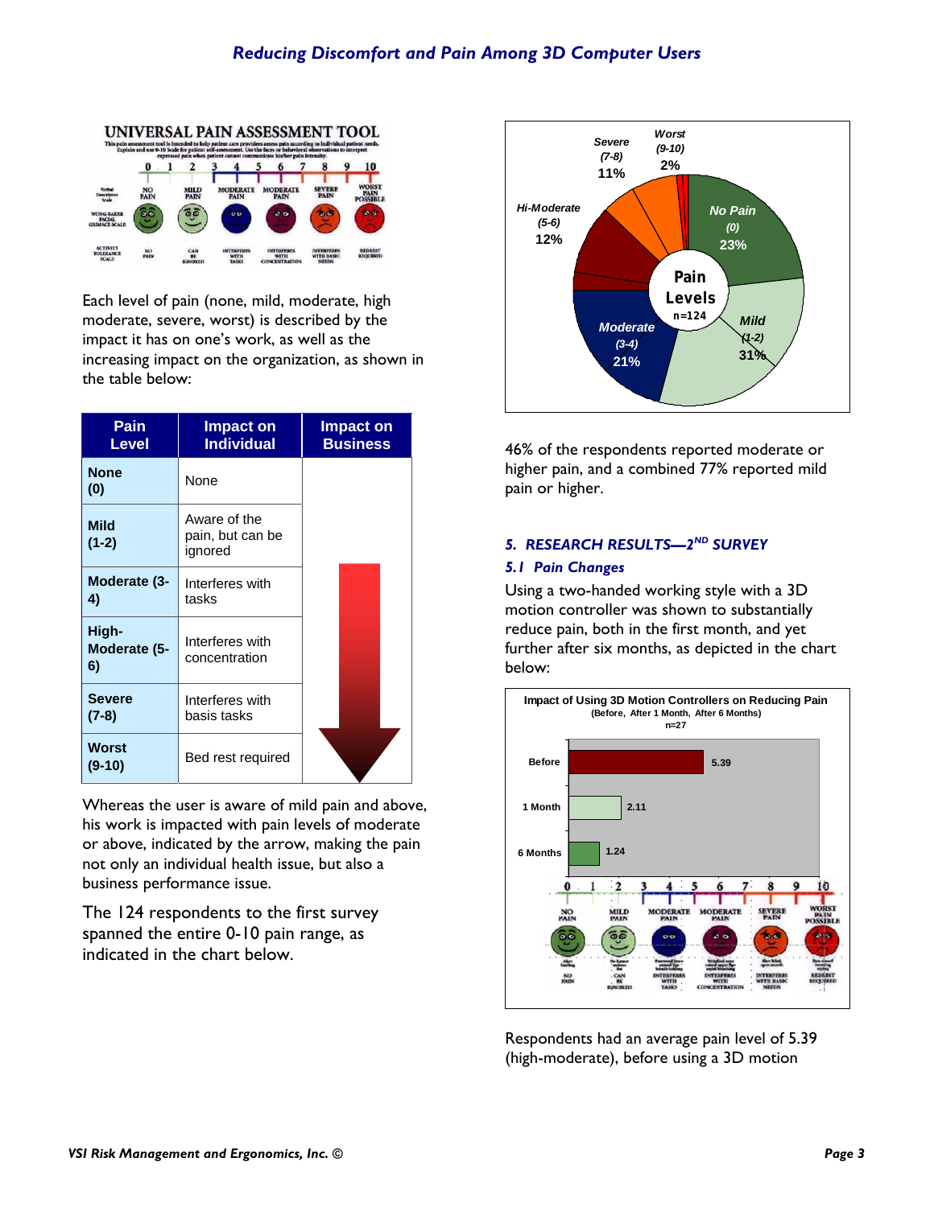Each level of pain (none, mild, moderate, high moderate, severe, worst) is described by the impact it has on one's work, as well as the increasing impact on the organization, as shown in the table below:

| Pain Level | Impact on Individual | Impact on Business |
|---|---|---|
| **None (0)** | None | |
| **Mild (1-2)** | Aware of the pain, but can be ignored | |
| **Moderate (3-4)** | Interferes with tasks | |
| **High-Moderate (5-6)** | Interferes with concentration | |
| **Severe (7-8)** | Interferes with basis tasks | |
| **Worst (9-10)** | Bed rest required | |

Whereas the user is aware of mild pain and above, his work is impacted with pain levels of moderate or above, indicated by the arrow, making the pain not only an individual health issue, but also a business performance issue.

The 124 respondents to the first survey spanned the entire 0-10 pain range, as indicated in the chart below.

46% of the respondents reported moderate or higher pain, and a combined 77% reported mild pain or higher.

## *5. RESEARCH RESULTS—2ND SURVEY*

### *5.1 Pain Changes*

Using a two-handed working style with a 3D motion controller was shown to substantially reduce pain, both in the first month, and yet further after six months, as depicted in the chart below:

Respondents had an average pain level of 5.39 (high-moderate), before using a 3D motion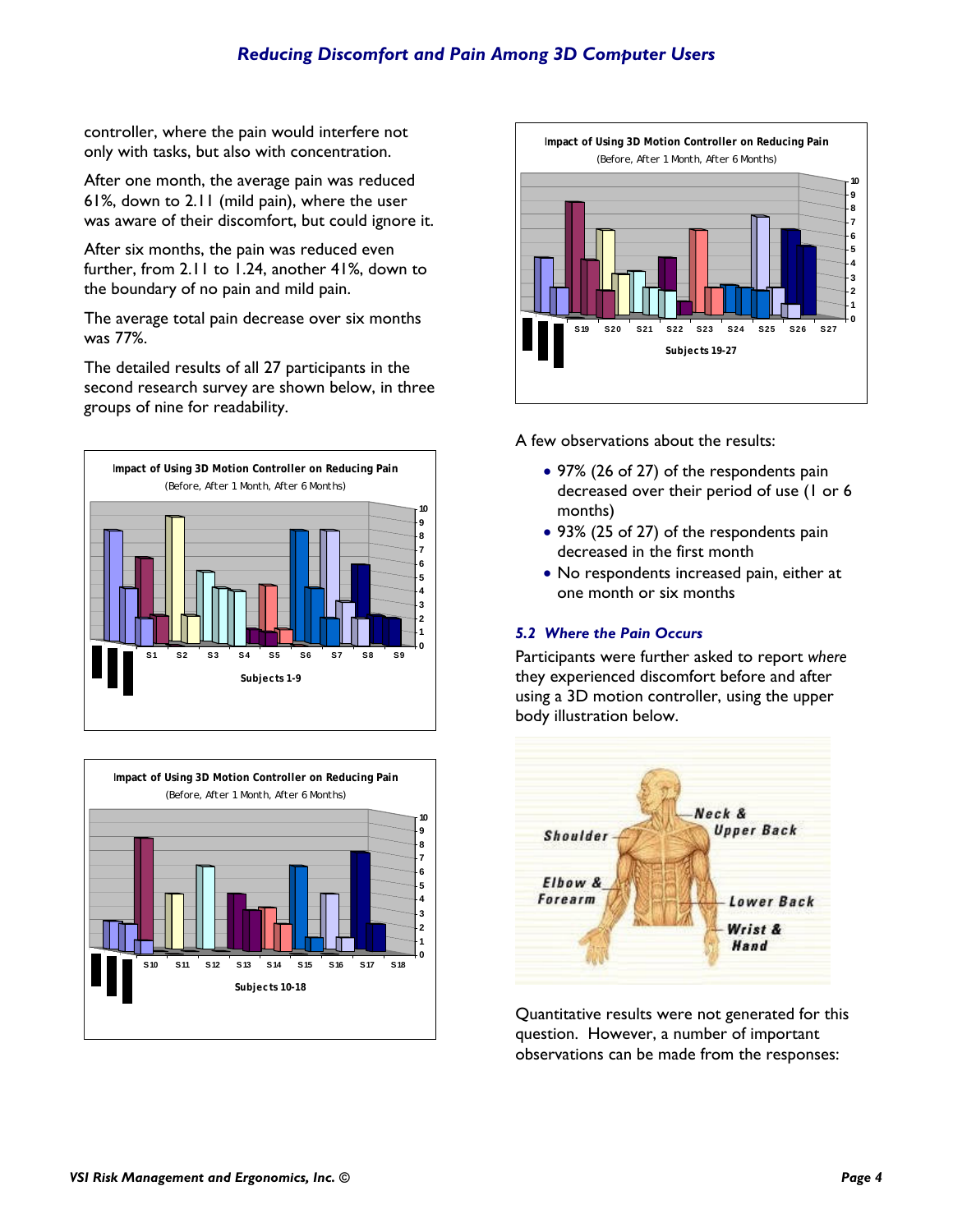controller, where the pain would interfere not only with tasks, but also with concentration.

After one month, the average pain was reduced 61%, down to 2.11 (mild pain), where the user was aware of their discomfort, but could ignore it.

After six months, the pain was reduced even further, from 2.11 to 1.24, another 41%, down to the boundary of no pain and mild pain.

The average total pain decrease over six months was 77%.

The detailed results of all 27 participants in the second research survey are shown below, in three groups of nine for readability.

A few observations about the results:

- 97% (26 of 27) of the respondents pain decreased over their period of use (1 or 6 months)
- 93% (25 of 27) of the respondents pain decreased in the first month
- No respondents increased pain, either at one month or six months

### *5.2 Where the Pain Occurs*

Participants were further asked to report *where* they experienced discomfort before and after using a 3D motion controller, using the upper body illustration below.

Quantitative results were not generated for this question. However, a number of important observations can be made from the responses: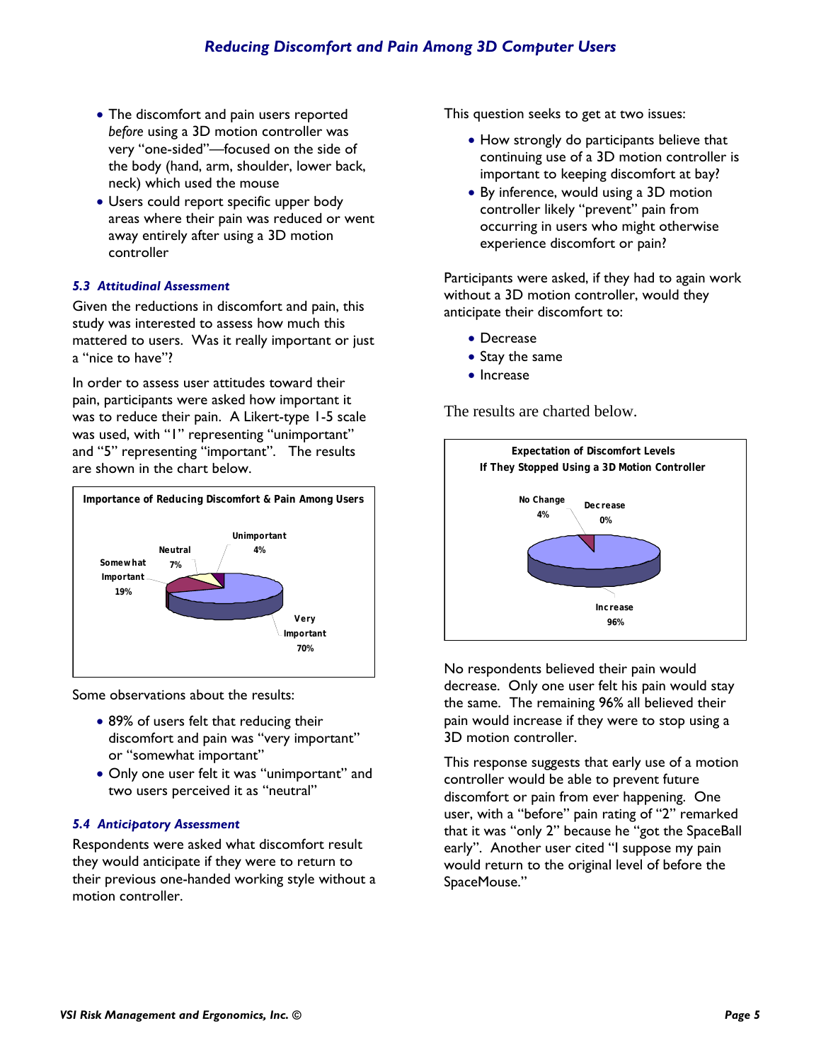- The discomfort and pain users reported *before* using a 3D motion controller was very "one-sided"—focused on the side of the body (hand, arm, shoulder, lower back, neck) which used the mouse
- Users could report specific upper body areas where their pain was reduced or went away entirely after using a 3D motion controller

### *5.3 Attitudinal Assessment*

Given the reductions in discomfort and pain, this study was interested to assess how much this mattered to users. Was it really important or just a "nice to have"?

In order to assess user attitudes toward their pain, participants were asked how important it was to reduce their pain. A Likert-type 1-5 scale was used, with "1" representing "unimportant" and "5" representing "important". The results are shown in the chart below.

**Importance of Reducing Discomfort & Pain Among Users**

| Response | Percent |
|---|---|
| Very Important | 70% |
| Somewhat Important | 19% |
| Neutral | 7% |
| Unimportant | 4% |

Some observations about the results:

- 89% of users felt that reducing their discomfort and pain was "very important" or "somewhat important"
- Only one user felt it was "unimportant" and two users perceived it as "neutral"

### *5.4 Anticipatory Assessment*

Respondents were asked what discomfort result they would anticipate if they were to return to their previous one-handed working style without a motion controller.

This question seeks to get at two issues:

- How strongly do participants believe that continuing use of a 3D motion controller is important to keeping discomfort at bay?
- By inference, would using a 3D motion controller likely "prevent" pain from occurring in users who might otherwise experience discomfort or pain?

Participants were asked, if they had to again work without a 3D motion controller, would they anticipate their discomfort to:

- Decrease
- Stay the same
- Increase

The results are charted below.

**Expectation of Discomfort Levels If They Stopped Using a 3D Motion Controller**

| Response | Percent |
|---|---|
| Increase | 96% |
| No Change | 4% |
| Decrease | 0% |

No respondents believed their pain would decrease. Only one user felt his pain would stay the same. The remaining 96% all believed their pain would increase if they were to stop using a 3D motion controller.

This response suggests that early use of a motion controller would be able to prevent future discomfort or pain from ever happening. One user, with a "before" pain rating of "2" remarked that it was "only 2" because he "got the SpaceBall early". Another user cited "I suppose my pain would return to the original level of before the SpaceMouse."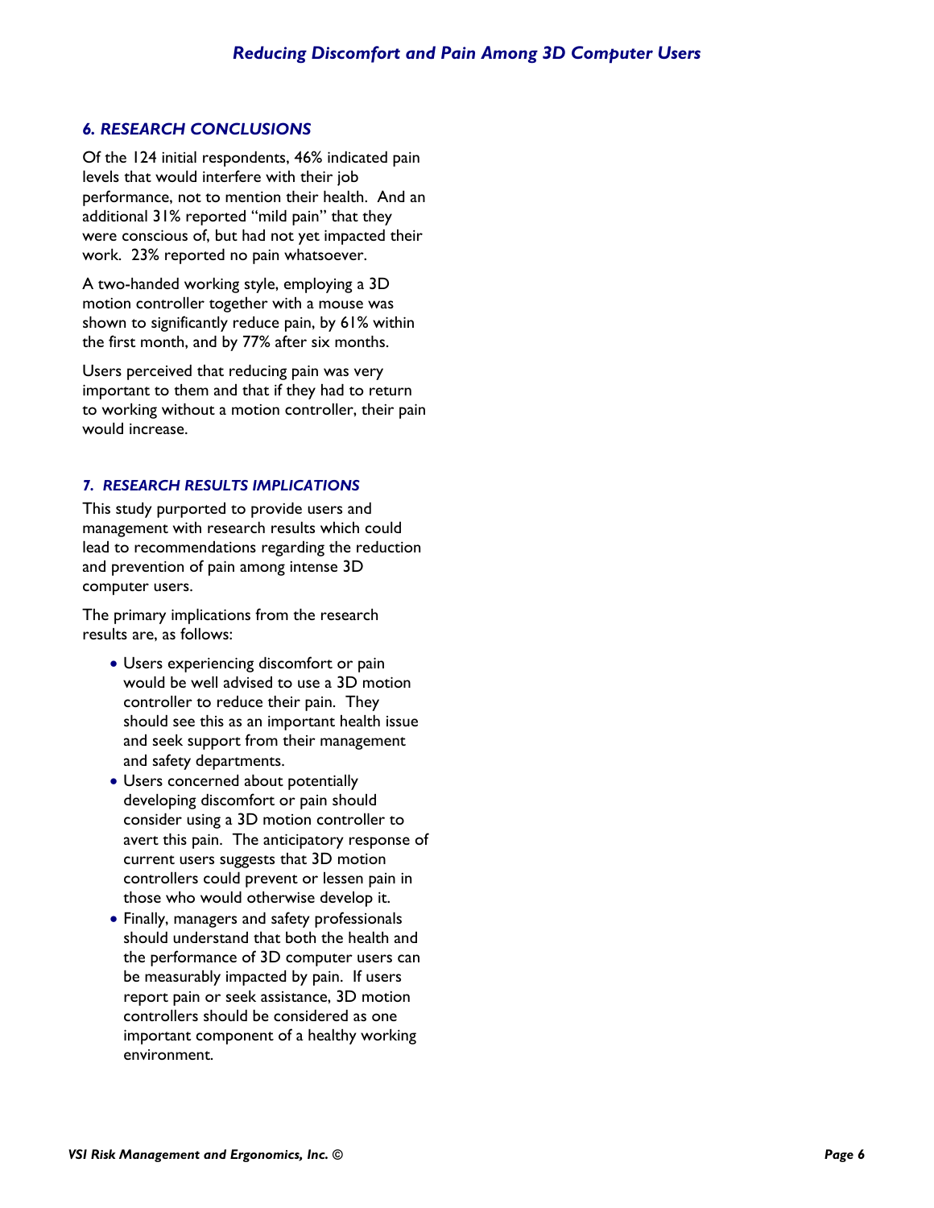### 6. RESEARCH CONCLUSIONS

Of the 124 initial respondents, 46% indicated pain levels that would interfere with their job performance, not to mention their health. And an additional 31% reported "mild pain" that they were conscious of, but had not yet impacted their work. 23% reported no pain whatsoever.

A two-handed working style, employing a 3D motion controller together with a mouse was shown to significantly reduce pain, by 61% within the first month, and by 77% after six months.

Users perceived that reducing pain was very important to them and that if they had to return to working without a motion controller, their pain would increase.

### 7. RESEARCH RESULTS IMPLICATIONS

This study purported to provide users and management with research results which could lead to recommendations regarding the reduction and prevention of pain among intense 3D computer users.

The primary implications from the research results are, as follows:

- Users experiencing discomfort or pain would be well advised to use a 3D motion controller to reduce their pain. They should see this as an important health issue and seek support from their management and safety departments.
- Users concerned about potentially developing discomfort or pain should consider using a 3D motion controller to avert this pain. The anticipatory response of current users suggests that 3D motion controllers could prevent or lessen pain in those who would otherwise develop it.
- Finally, managers and safety professionals should understand that both the health and the performance of 3D computer users can be measurably impacted by pain. If users report pain or seek assistance, 3D motion controllers should be considered as one important component of a healthy working environment.